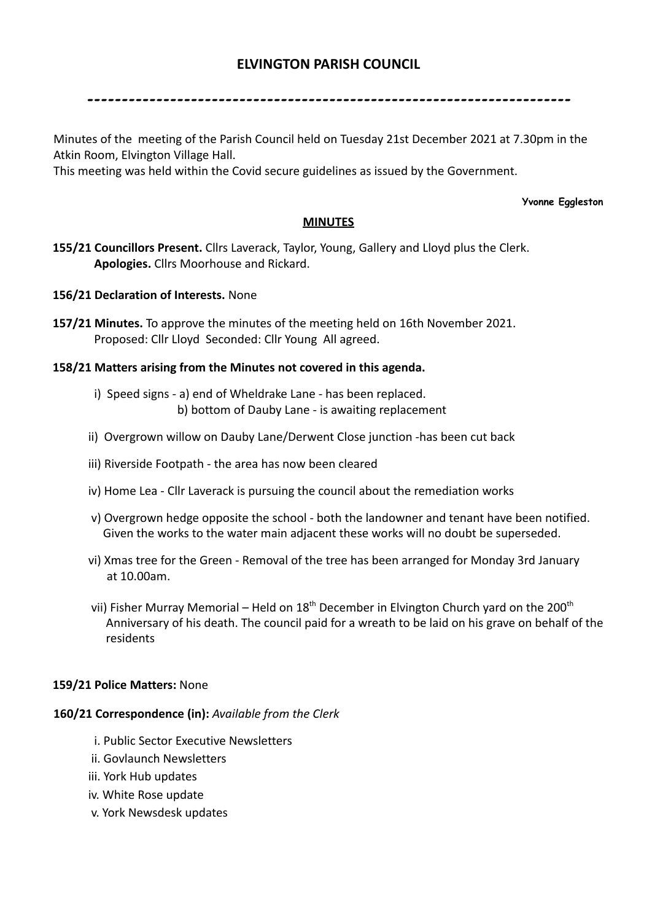# ELVINGTON PARISH COUNCIL

---

Minutes of the meeting of the Parish Council held on Tuesday 21st December 2021 at 7.30pm in the Atkin Room, Elvington Village Hall.
This meeting was held within the Covid secure guidelines as issued by the Government.

**Yvonne Eggleston**

## MINUTES

**155/21 Councillors Present.** Cllrs Laverack, Taylor, Young, Gallery and Lloyd plus the Clerk.
**Apologies.** Cllrs Moorhouse and Rickard.

**156/21 Declaration of Interests.** None

**157/21 Minutes.** To approve the minutes of the meeting held on 16th November 2021.
Proposed: Cllr Lloyd Seconded: Cllr Young All agreed.

**158/21 Matters arising from the Minutes not covered in this agenda.**

i) Speed signs - a) end of Wheldrake Lane - has been replaced.
b) bottom of Dauby Lane - is awaiting replacement

ii) Overgrown willow on Dauby Lane/Derwent Close junction -has been cut back

iii) Riverside Footpath - the area has now been cleared

iv) Home Lea - Cllr Laverack is pursuing the council about the remediation works

v) Overgrown hedge opposite the school - both the landowner and tenant have been notified. Given the works to the water main adjacent these works will no doubt be superseded.

vi) Xmas tree for the Green - Removal of the tree has been arranged for Monday 3rd January at 10.00am.

vii) Fisher Murray Memorial – Held on 18th December in Elvington Church yard on the 200th Anniversary of his death. The council paid for a wreath to be laid on his grave on behalf of the residents

**159/21 Police Matters:** None

**160/21 Correspondence (in):** *Available from the Clerk*

i. Public Sector Executive Newsletters
ii. Govlaunch Newsletters
iii. York Hub updates
iv. White Rose update
v. York Newsdesk updates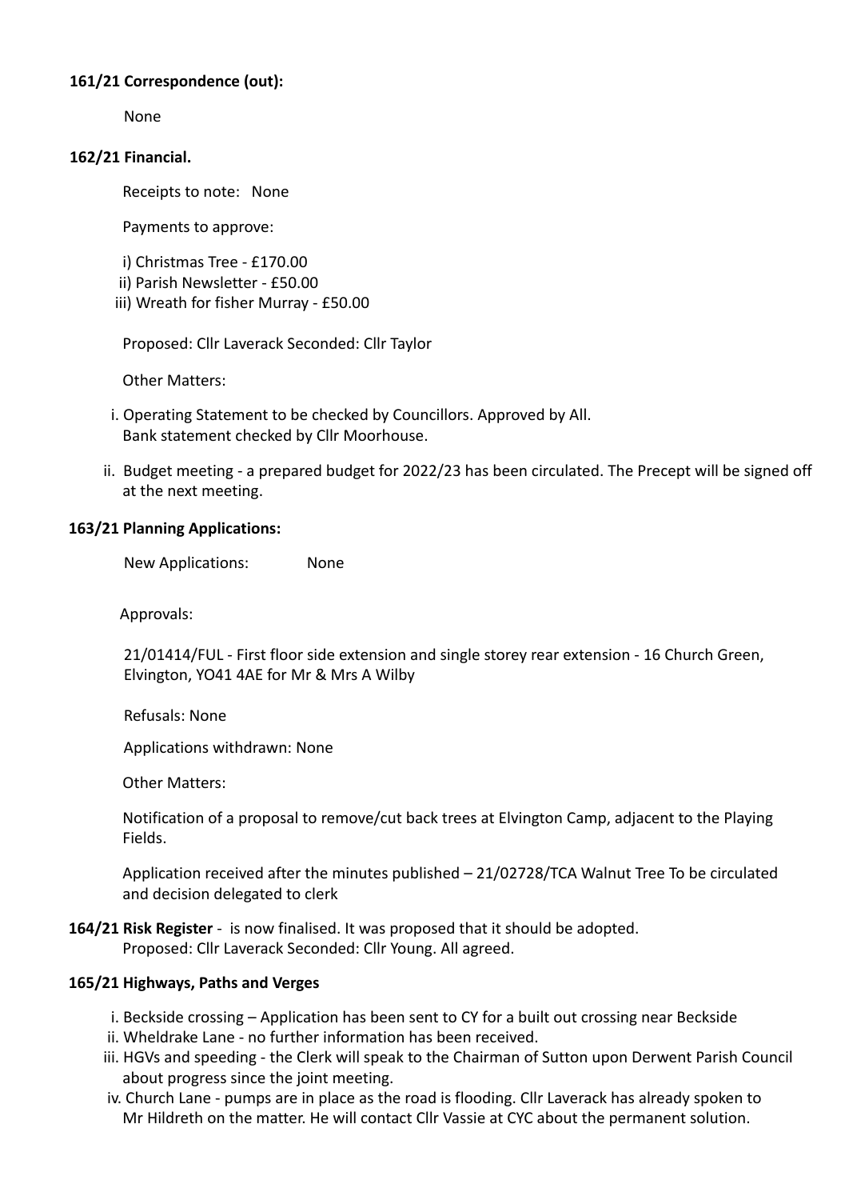**161/21 Correspondence (out):**

None

**162/21 Financial.**

Receipts to note: None

Payments to approve:

i) Christmas Tree - £170.00
ii) Parish Newsletter - £50.00
iii) Wreath for fisher Murray - £50.00

Proposed: Cllr Laverack Seconded: Cllr Taylor

Other Matters:

i. Operating Statement to be checked by Councillors. Approved by All.
   Bank statement checked by Cllr Moorhouse.

ii. Budget meeting - a prepared budget for 2022/23 has been circulated. The Precept will be signed off at the next meeting.

**163/21 Planning Applications:**

New Applications: None

Approvals:

21/01414/FUL - First floor side extension and single storey rear extension - 16 Church Green, Elvington, YO41 4AE for Mr & Mrs A Wilby

Refusals: None

Applications withdrawn: None

Other Matters:

Notification of a proposal to remove/cut back trees at Elvington Camp, adjacent to the Playing Fields.

Application received after the minutes published – 21/02728/TCA Walnut Tree To be circulated and decision delegated to clerk

**164/21 Risk Register** - is now finalised. It was proposed that it should be adopted.
Proposed: Cllr Laverack Seconded: Cllr Young. All agreed.

**165/21 Highways, Paths and Verges**

i. Beckside crossing – Application has been sent to CY for a built out crossing near Beckside
ii. Wheldrake Lane - no further information has been received.
iii. HGVs and speeding - the Clerk will speak to the Chairman of Sutton upon Derwent Parish Council about progress since the joint meeting.
iv. Church Lane - pumps are in place as the road is flooding. Cllr Laverack has already spoken to Mr Hildreth on the matter. He will contact Cllr Vassie at CYC about the permanent solution.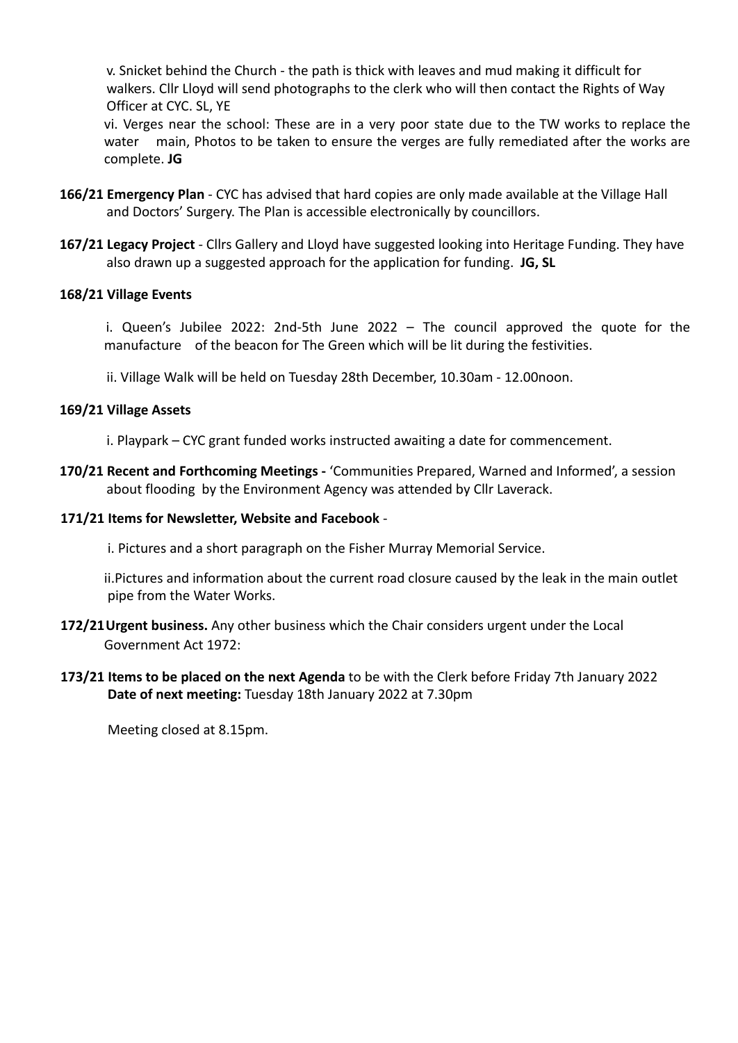v. Snicket behind the Church - the path is thick with leaves and mud making it difficult for walkers. Cllr Lloyd will send photographs to the clerk who will then contact the Rights of Way Officer at CYC. SL, YE

vi. Verges near the school: These are in a very poor state due to the TW works to replace the water main, Photos to be taken to ensure the verges are fully remediated after the works are complete. **JG**

**166/21 Emergency Plan** - CYC has advised that hard copies are only made available at the Village Hall and Doctors' Surgery. The Plan is accessible electronically by councillors.

**167/21 Legacy Project** - Cllrs Gallery and Lloyd have suggested looking into Heritage Funding. They have also drawn up a suggested approach for the application for funding. **JG, SL**

**168/21 Village Events**

i. Queen's Jubilee 2022: 2nd-5th June 2022 – The council approved the quote for the manufacture of the beacon for The Green which will be lit during the festivities.

ii. Village Walk will be held on Tuesday 28th December, 10.30am - 12.00noon.

**169/21 Village Assets**

i. Playpark – CYC grant funded works instructed awaiting a date for commencement.

**170/21 Recent and Forthcoming Meetings -** 'Communities Prepared, Warned and Informed', a session about flooding by the Environment Agency was attended by Cllr Laverack.

**171/21 Items for Newsletter, Website and Facebook** -

i. Pictures and a short paragraph on the Fisher Murray Memorial Service.

ii. Pictures and information about the current road closure caused by the leak in the main outlet pipe from the Water Works.

**172/21 Urgent business.** Any other business which the Chair considers urgent under the Local Government Act 1972:

**173/21 Items to be placed on the next Agenda** to be with the Clerk before Friday 7th January 2022
**Date of next meeting:** Tuesday 18th January 2022 at 7.30pm

Meeting closed at 8.15pm.